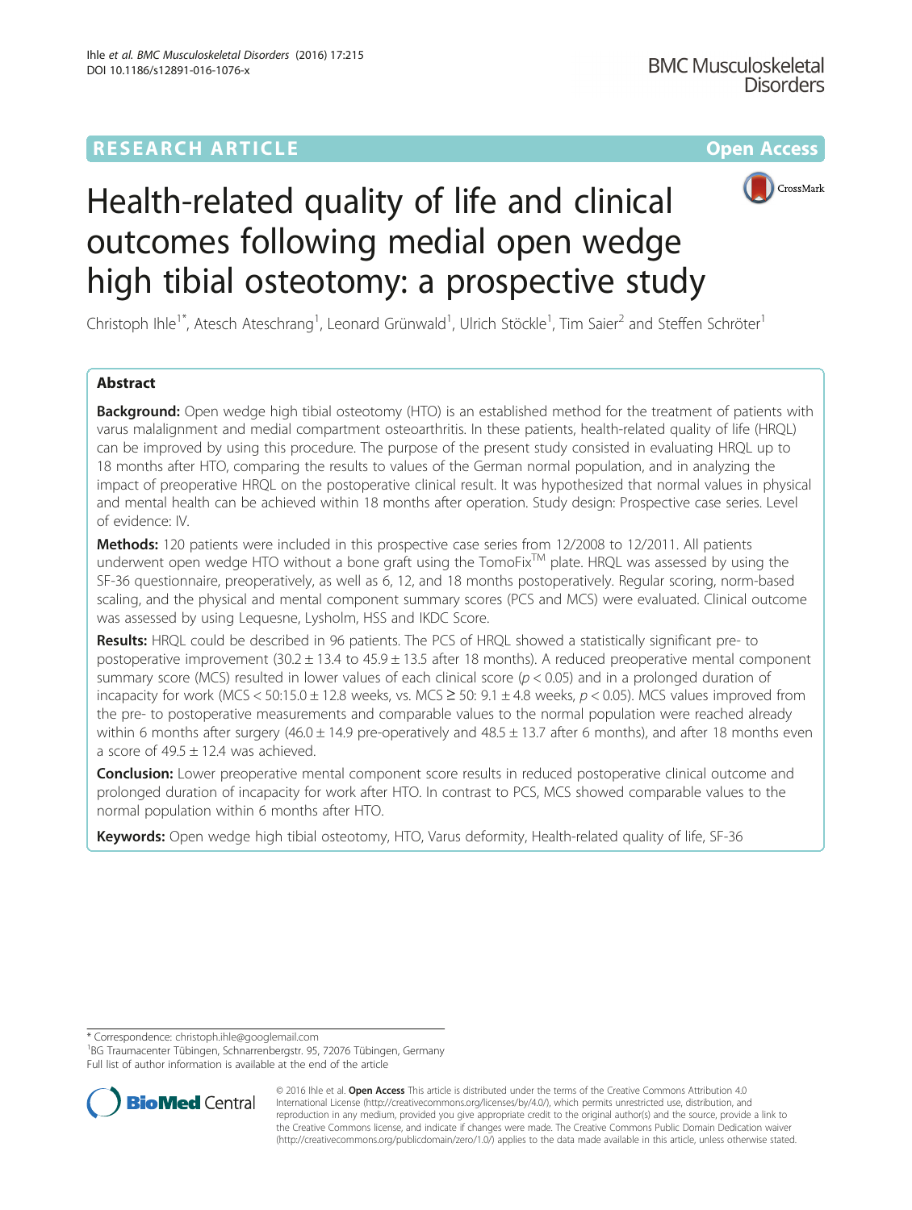RESEARCH ARTICLE

Open Access

# Health-related quality of life and clinical outcomes following medial open wedge high tibial osteotomy: a prospective study

Christoph Ihle[1*], Atesch Ateschrang[1], Leonard Grünwald[1], Ulrich Stöckle[1], Tim Saier[2] and Steffen Schröter[1]

## Abstract

**Background:** Open wedge high tibial osteotomy (HTO) is an established method for the treatment of patients with varus malalignment and medial compartment osteoarthritis. In these patients, health-related quality of life (HRQL) can be improved by using this procedure. The purpose of the present study consisted in evaluating HRQL up to 18 months after HTO, comparing the results to values of the German normal population, and in analyzing the impact of preoperative HRQL on the postoperative clinical result. It was hypothesized that normal values in physical and mental health can be achieved within 18 months after operation. Study design: Prospective case series. Level of evidence: IV.

**Methods:** 120 patients were included in this prospective case series from 12/2008 to 12/2011. All patients underwent open wedge HTO without a bone graft using the TomoFix™ plate. HRQL was assessed by using the SF-36 questionnaire, preoperatively, as well as 6, 12, and 18 months postoperatively. Regular scoring, norm-based scaling, and the physical and mental component summary scores (PCS and MCS) were evaluated. Clinical outcome was assessed by using Lequesne, Lysholm, HSS and IKDC Score.

**Results:** HRQL could be described in 96 patients. The PCS of HRQL showed a statistically significant pre- to postoperative improvement (30.2 ± 13.4 to 45.9 ± 13.5 after 18 months). A reduced preoperative mental component summary score (MCS) resulted in lower values of each clinical score ($p < 0.05$) and in a prolonged duration of incapacity for work (MCS < 50:15.0 ± 12.8 weeks, vs. MCS ≥ 50: 9.1 ± 4.8 weeks, $p < 0.05$). MCS values improved from the pre- to postoperative measurements and comparable values to the normal population were reached already within 6 months after surgery (46.0 ± 14.9 pre-operatively and 48.5 ± 13.7 after 6 months), and after 18 months even a score of 49.5 ± 12.4 was achieved.

**Conclusion:** Lower preoperative mental component score results in reduced postoperative clinical outcome and prolonged duration of incapacity for work after HTO. In contrast to PCS, MCS showed comparable values to the normal population within 6 months after HTO.

**Keywords:** Open wedge high tibial osteotomy, HTO, Varus deformity, Health-related quality of life, SF-36

---

* Correspondence: christoph.ihle@googlemail.com
[1]BG Traumacenter Tübingen, Schnarrenbergstr. 95, 72076 Tübingen, Germany
Full list of author information is available at the end of the article

© 2016 Ihle et al. **Open Access** This article is distributed under the terms of the Creative Commons Attribution 4.0 International License (http://creativecommons.org/licenses/by/4.0/), which permits unrestricted use, distribution, and reproduction in any medium, provided you give appropriate credit to the original author(s) and the source, provide a link to the Creative Commons license, and indicate if changes were made. The Creative Commons Public Domain Dedication waiver (http://creativecommons.org/publicdomain/zero/1.0/) applies to the data made available in this article, unless otherwise stated.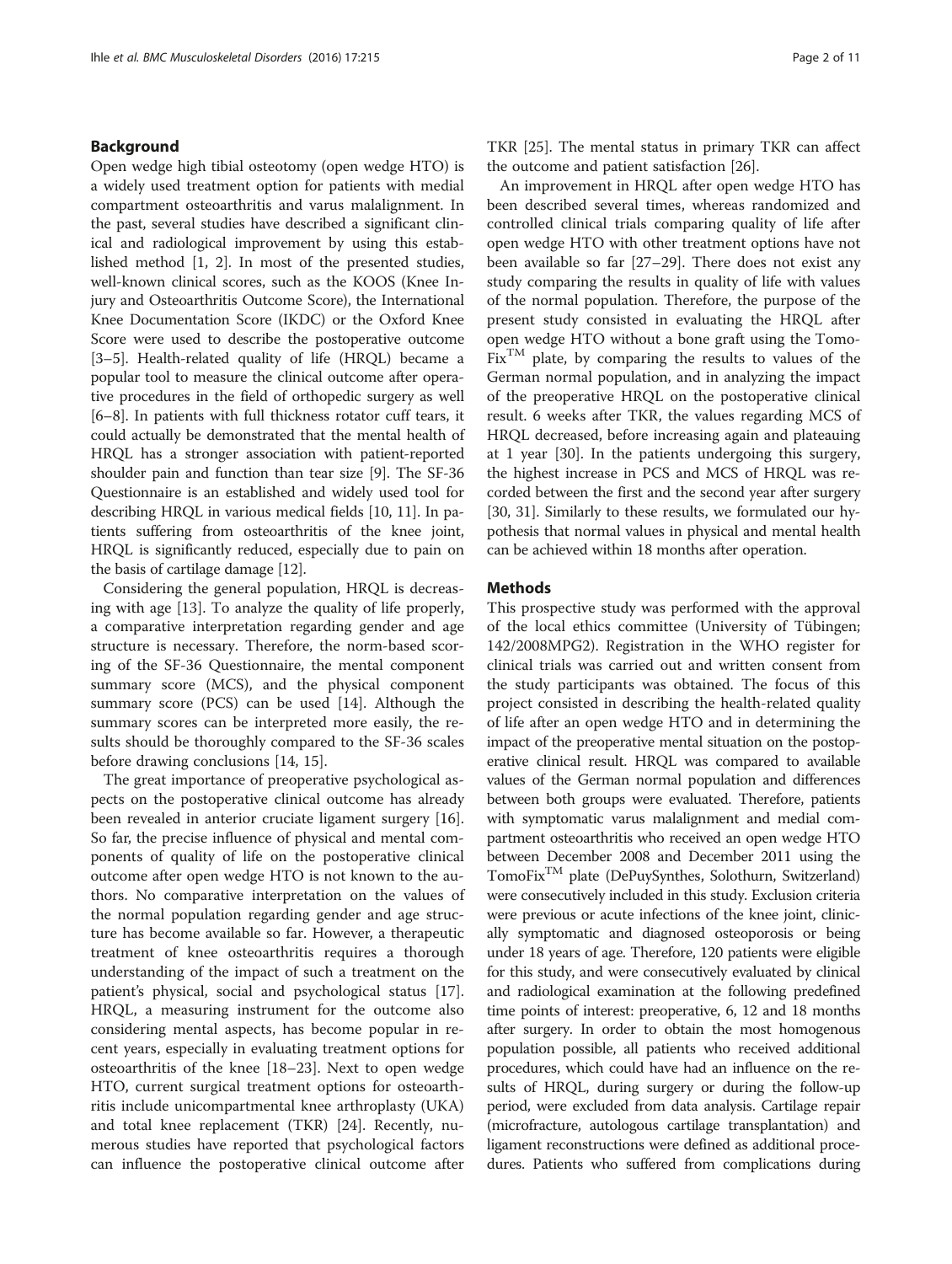## Background

Open wedge high tibial osteotomy (open wedge HTO) is a widely used treatment option for patients with medial compartment osteoarthritis and varus malalignment. In the past, several studies have described a significant clinical and radiological improvement by using this established method [1, 2]. In most of the presented studies, well-known clinical scores, such as the KOOS (Knee Injury and Osteoarthritis Outcome Score), the International Knee Documentation Score (IKDC) or the Oxford Knee Score were used to describe the postoperative outcome [3–5]. Health-related quality of life (HRQL) became a popular tool to measure the clinical outcome after operative procedures in the field of orthopedic surgery as well [6–8]. In patients with full thickness rotator cuff tears, it could actually be demonstrated that the mental health of HRQL has a stronger association with patient-reported shoulder pain and function than tear size [9]. The SF-36 Questionnaire is an established and widely used tool for describing HRQL in various medical fields [10, 11]. In patients suffering from osteoarthritis of the knee joint, HRQL is significantly reduced, especially due to pain on the basis of cartilage damage [12].

Considering the general population, HRQL is decreasing with age [13]. To analyze the quality of life properly, a comparative interpretation regarding gender and age structure is necessary. Therefore, the norm-based scoring of the SF-36 Questionnaire, the mental component summary score (MCS), and the physical component summary score (PCS) can be used [14]. Although the summary scores can be interpreted more easily, the results should be thoroughly compared to the SF-36 scales before drawing conclusions [14, 15].

The great importance of preoperative psychological aspects on the postoperative clinical outcome has already been revealed in anterior cruciate ligament surgery [16]. So far, the precise influence of physical and mental components of quality of life on the postoperative clinical outcome after open wedge HTO is not known to the authors. No comparative interpretation on the values of the normal population regarding gender and age structure has become available so far. However, a therapeutic treatment of knee osteoarthritis requires a thorough understanding of the impact of such a treatment on the patient's physical, social and psychological status [17]. HRQL, a measuring instrument for the outcome also considering mental aspects, has become popular in recent years, especially in evaluating treatment options for osteoarthritis of the knee [18–23]. Next to open wedge HTO, current surgical treatment options for osteoarthritis include unicompartmental knee arthroplasty (UKA) and total knee replacement (TKR) [24]. Recently, numerous studies have reported that psychological factors can influence the postoperative clinical outcome after TKR [25]. The mental status in primary TKR can affect the outcome and patient satisfaction [26].

An improvement in HRQL after open wedge HTO has been described several times, whereas randomized and controlled clinical trials comparing quality of life after open wedge HTO with other treatment options have not been available so far [27–29]. There does not exist any study comparing the results in quality of life with values of the normal population. Therefore, the purpose of the present study consisted in evaluating the HRQL after open wedge HTO without a bone graft using the TomoFix™ plate, by comparing the results to values of the German normal population, and in analyzing the impact of the preoperative HRQL on the postoperative clinical result. 6 weeks after TKR, the values regarding MCS of HRQL decreased, before increasing again and plateauing at 1 year [30]. In the patients undergoing this surgery, the highest increase in PCS and MCS of HRQL was recorded between the first and the second year after surgery [30, 31]. Similarly to these results, we formulated our hypothesis that normal values in physical and mental health can be achieved within 18 months after operation.

## Methods

This prospective study was performed with the approval of the local ethics committee (University of Tübingen; 142/2008MPG2). Registration in the WHO register for clinical trials was carried out and written consent from the study participants was obtained. The focus of this project consisted in describing the health-related quality of life after an open wedge HTO and in determining the impact of the preoperative mental situation on the postoperative clinical result. HRQL was compared to available values of the German normal population and differences between both groups were evaluated. Therefore, patients with symptomatic varus malalignment and medial compartment osteoarthritis who received an open wedge HTO between December 2008 and December 2011 using the TomoFix™ plate (DePuySynthes, Solothurn, Switzerland) were consecutively included in this study. Exclusion criteria were previous or acute infections of the knee joint, clinically symptomatic and diagnosed osteoporosis or being under 18 years of age. Therefore, 120 patients were eligible for this study, and were consecutively evaluated by clinical and radiological examination at the following predefined time points of interest: preoperative, 6, 12 and 18 months after surgery. In order to obtain the most homogenous population possible, all patients who received additional procedures, which could have had an influence on the results of HRQL, during surgery or during the follow-up period, were excluded from data analysis. Cartilage repair (microfracture, autologous cartilage transplantation) and ligament reconstructions were defined as additional procedures. Patients who suffered from complications during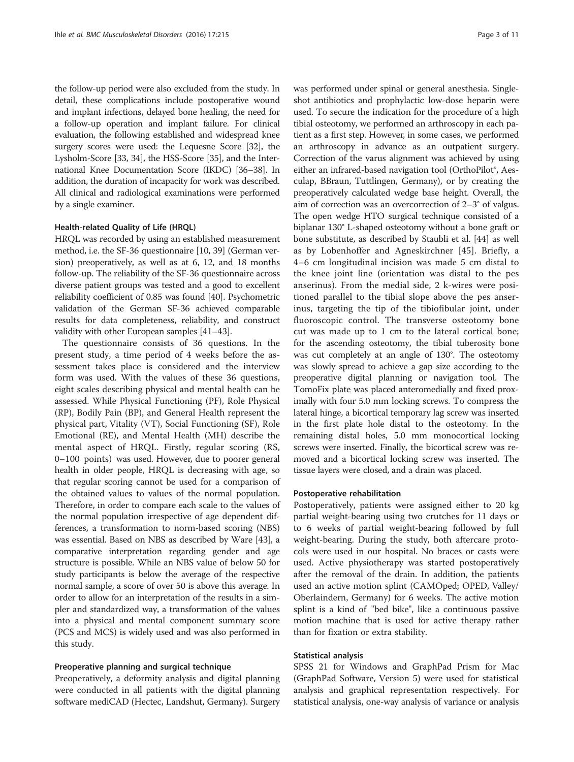the follow-up period were also excluded from the study. In detail, these complications include postoperative wound and implant infections, delayed bone healing, the need for a follow-up operation and implant failure. For clinical evaluation, the following established and widespread knee surgery scores were used: the Lequesne Score [32], the Lysholm-Score [33, 34], the HSS-Score [35], and the International Knee Documentation Score (IKDC) [36–38]. In addition, the duration of incapacity for work was described. All clinical and radiological examinations were performed by a single examiner.

#### Health-related Quality of Life (HRQL)

HRQL was recorded by using an established measurement method, i.e. the SF-36 questionnaire [10, 39] (German version) preoperatively, as well as at 6, 12, and 18 months follow-up. The reliability of the SF-36 questionnaire across diverse patient groups was tested and a good to excellent reliability coefficient of 0.85 was found [40]. Psychometric validation of the German SF-36 achieved comparable results for data completeness, reliability, and construct validity with other European samples [41–43].

The questionnaire consists of 36 questions. In the present study, a time period of 4 weeks before the assessment takes place is considered and the interview form was used. With the values of these 36 questions, eight scales describing physical and mental health can be assessed. While Physical Functioning (PF), Role Physical (RP), Bodily Pain (BP), and General Health represent the physical part, Vitality (VT), Social Functioning (SF), Role Emotional (RE), and Mental Health (MH) describe the mental aspect of HRQL. Firstly, regular scoring (RS, 0–100 points) was used. However, due to poorer general health in older people, HRQL is decreasing with age, so that regular scoring cannot be used for a comparison of the obtained values to values of the normal population. Therefore, in order to compare each scale to the values of the normal population irrespective of age dependent differences, a transformation to norm-based scoring (NBS) was essential. Based on NBS as described by Ware [43], a comparative interpretation regarding gender and age structure is possible. While an NBS value of below 50 for study participants is below the average of the respective normal sample, a score of over 50 is above this average. In order to allow for an interpretation of the results in a simpler and standardized way, a transformation of the values into a physical and mental component summary score (PCS and MCS) is widely used and was also performed in this study.

#### Preoperative planning and surgical technique

Preoperatively, a deformity analysis and digital planning were conducted in all patients with the digital planning software mediCAD (Hectec, Landshut, Germany). Surgery was performed under spinal or general anesthesia. Single-shot antibiotics and prophylactic low-dose heparin were used. To secure the indication for the procedure of a high tibial osteotomy, we performed an arthroscopy in each patient as a first step. However, in some cases, we performed an arthroscopy in advance as an outpatient surgery. Correction of the varus alignment was achieved by using either an infrared-based navigation tool (OrthoPilot®, Aesculap, BBraun, Tuttlingen, Germany), or by creating the preoperatively calculated wedge base height. Overall, the aim of correction was an overcorrection of 2–3° of valgus. The open wedge HTO surgical technique consisted of a biplanar 130° L-shaped osteotomy without a bone graft or bone substitute, as described by Staubli et al. [44] as well as by Lobenhoffer and Agneskirchner [45]. Briefly, a 4–6 cm longitudinal incision was made 5 cm distal to the knee joint line (orientation was distal to the pes anserinus). From the medial side, 2 k-wires were positioned parallel to the tibial slope above the pes anserinus, targeting the tip of the tibiofibular joint, under fluoroscopic control. The transverse osteotomy bone cut was made up to 1 cm to the lateral cortical bone; for the ascending osteotomy, the tibial tuberosity bone was cut completely at an angle of 130°. The osteotomy was slowly spread to achieve a gap size according to the preoperative digital planning or navigation tool. The TomoFix plate was placed anteromedially and fixed proximally with four 5.0 mm locking screws. To compress the lateral hinge, a bicortical temporary lag screw was inserted in the first plate hole distal to the osteotomy. In the remaining distal holes, 5.0 mm monocortical locking screws were inserted. Finally, the bicortical screw was removed and a bicortical locking screw was inserted. The tissue layers were closed, and a drain was placed.

#### Postoperative rehabilitation

Postoperatively, patients were assigned either to 20 kg partial weight-bearing using two crutches for 11 days or to 6 weeks of partial weight-bearing followed by full weight-bearing. During the study, both aftercare protocols were used in our hospital. No braces or casts were used. Active physiotherapy was started postoperatively after the removal of the drain. In addition, the patients used an active motion splint (CAMOped; OPED, Valley/Oberlaindern, Germany) for 6 weeks. The active motion splint is a kind of "bed bike", like a continuous passive motion machine that is used for active therapy rather than for fixation or extra stability.

#### Statistical analysis

SPSS 21 for Windows and GraphPad Prism for Mac (GraphPad Software, Version 5) were used for statistical analysis and graphical representation respectively. For statistical analysis, one-way analysis of variance or analysis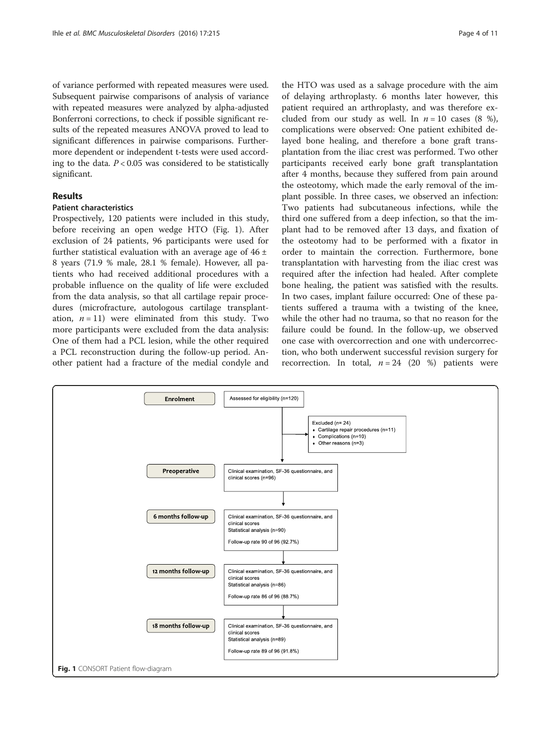of variance performed with repeated measures were used. Subsequent pairwise comparisons of analysis of variance with repeated measures were analyzed by alpha-adjusted Bonferroni corrections, to check if possible significant results of the repeated measures ANOVA proved to lead to significant differences in pairwise comparisons. Furthermore dependent or independent t-tests were used according to the data. $P < 0.05$ was considered to be statistically significant.

## Results

### Patient characteristics

Prospectively, 120 patients were included in this study, before receiving an open wedge HTO (Fig. 1). After exclusion of 24 patients, 96 participants were used for further statistical evaluation with an average age of 46 ± 8 years (71.9 % male, 28.1 % female). However, all patients who had received additional procedures with a probable influence on the quality of life were excluded from the data analysis, so that all cartilage repair procedures (microfracture, autologous cartilage transplantation, $n = 11$) were eliminated from this study. Two more participants were excluded from the data analysis: One of them had a PCL lesion, while the other required a PCL reconstruction during the follow-up period. Another patient had a fracture of the medial condyle and the HTO was used as a salvage procedure with the aim of delaying arthroplasty. 6 months later however, this patient required an arthroplasty, and was therefore excluded from our study as well. In $n = 10$ cases (8 %), complications were observed: One patient exhibited delayed bone healing, and therefore a bone graft transplantation from the iliac crest was performed. Two other participants received early bone graft transplantation after 4 months, because they suffered from pain around the osteotomy, which made the early removal of the implant possible. In three cases, we observed an infection: Two patients had subcutaneous infections, while the third one suffered from a deep infection, so that the implant had to be removed after 13 days, and fixation of the osteotomy had to be performed with a fixator in order to maintain the correction. Furthermore, bone transplantation with harvesting from the iliac crest was required after the infection had healed. After complete bone healing, the patient was satisfied with the results. In two cases, implant failure occurred: One of these patients suffered a trauma with a twisting of the knee, while the other had no trauma, so that no reason for the failure could be found. In the follow-up, we observed one case with overcorrection and one with undercorrection, who both underwent successful revision surgery for recorrection. In total, $n = 24$ (20 %) patients were

**Enrolment**
- Assessed for eligibility (n=120)
- Excluded (n= 24)
  - Cartilage repair procedures (n=11)
  - Complications (n=10)
  - Other reasons (n=3)

**Preoperative**
- Clinical examination, SF-36 questionnaire, and clinical scores (n=96)

**6 months follow-up**
- Clinical examination, SF-36 questionnaire, and clinical scores
- Statistical analysis (n=90)
- Follow-up rate 90 of 96 (92.7%)

**12 months follow-up**
- Clinical examination, SF-36 questionnaire, and clinical scores
- Statistical analysis (n=86)
- Follow-up rate 86 of 96 (88.7%)

**18 months follow-up**
- Clinical examination, SF-36 questionnaire, and clinical scores
- Statistical analysis (n=89)
- Follow-up rate 89 of 96 (91.8%)

**Fig. 1** CONSORT Patient flow-diagram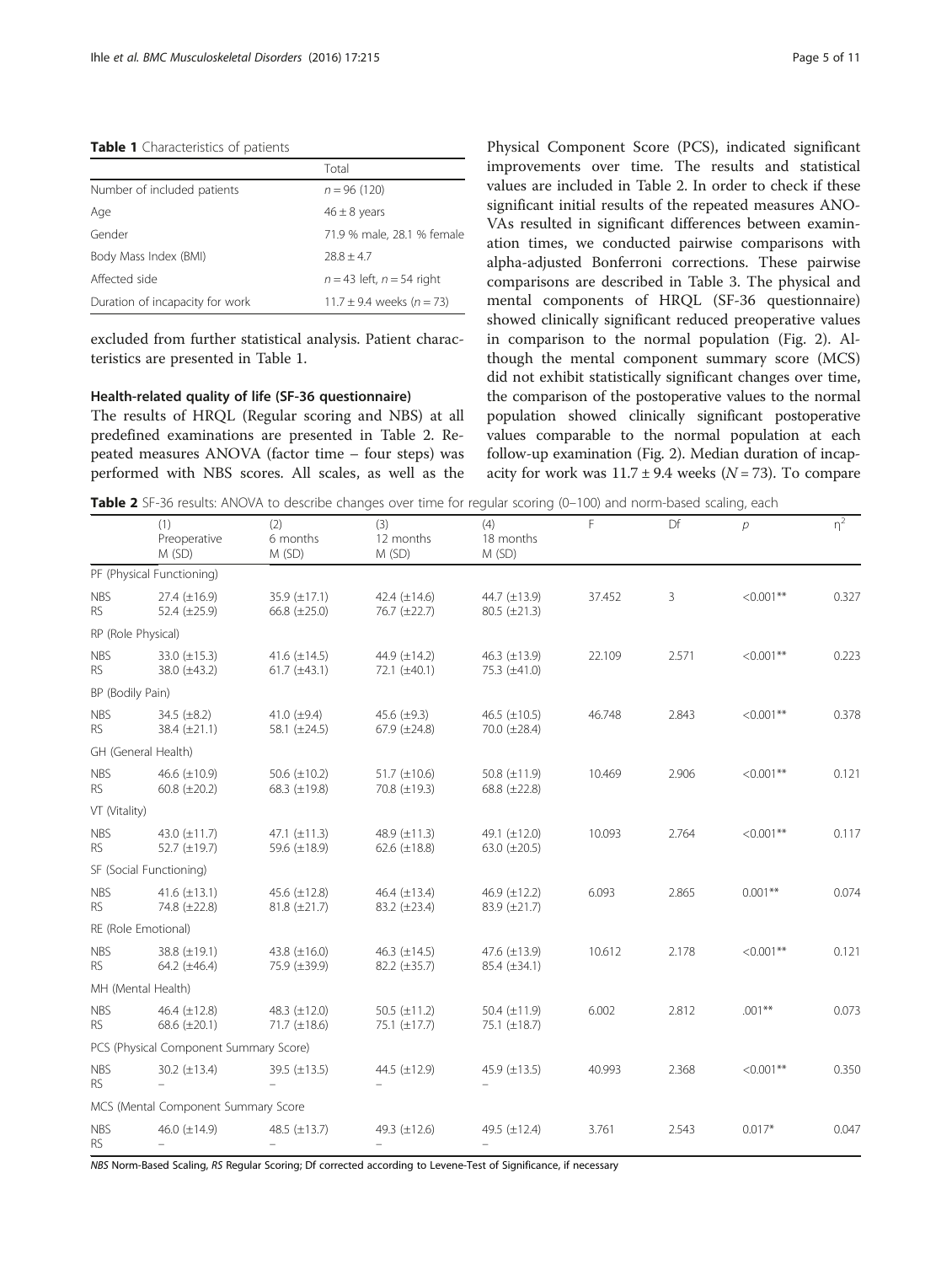**Table 1** Characteristics of patients

| | Total |
|---|---|
| Number of included patients | $n = 96$ (120) |
| Age | $46 \pm 8$ years |
| Gender | 71.9 % male, 28.1 % female |
| Body Mass Index (BMI) | $28.8 \pm 4.7$ |
| Affected side | $n = 43$ left, $n = 54$ right |
| Duration of incapacity for work | $11.7 \pm 9.4$ weeks ($n = 73$) |

excluded from further statistical analysis. Patient characteristics are presented in Table 1.

### Health-related quality of life (SF-36 questionnaire)

The results of HRQL (Regular scoring and NBS) at all predefined examinations are presented in Table 2. Repeated measures ANOVA (factor time – four steps) was performed with NBS scores. All scales, as well as the Physical Component Score (PCS), indicated significant improvements over time. The results and statistical values are included in Table 2. In order to check if these significant initial results of the repeated measures ANOVAs resulted in significant differences between examination times, we conducted pairwise comparisons with alpha-adjusted Bonferroni corrections. These pairwise comparisons are described in Table 3. The physical and mental components of HRQL (SF-36 questionnaire) showed clinically significant reduced preoperative values in comparison to the normal population (Fig. 2). Although the mental component summary score (MCS) did not exhibit statistically significant changes over time, the comparison of the postoperative values to the normal population showed clinically significant postoperative values comparable to the normal population at each follow-up examination (Fig. 2). Median duration of incapacity for work was $11.7 \pm 9.4$ weeks ($N = 73$). To compare

**Table 2** SF-36 results: ANOVA to describe changes over time for regular scoring (0–100) and norm-based scaling, each

| | (1) Preoperative M (SD) | (2) 6 months M (SD) | (3) 12 months M (SD) | (4) 18 months M (SD) | F | Df | $p$ | $\eta^2$ |
|---|---|---|---|---|---|---|---|---|
| PF (Physical Functioning) | | | | | | | | |
| NBS | 27.4 (±16.9) | 35.9 (±17.1) | 42.4 (±14.6) | 44.7 (±13.9) | 37.452 | 3 | <0.001** | 0.327 |
| RS | 52.4 (±25.9) | 66.8 (±25.0) | 76.7 (±22.7) | 80.5 (±21.3) | | | | |
| RP (Role Physical) | | | | | | | | |
| NBS | 33.0 (±15.3) | 41.6 (±14.5) | 44.9 (±14.2) | 46.3 (±13.9) | 22.109 | 2.571 | <0.001** | 0.223 |
| RS | 38.0 (±43.2) | 61.7 (±43.1) | 72.1 (±40.1) | 75.3 (±41.0) | | | | |
| BP (Bodily Pain) | | | | | | | | |
| NBS | 34.5 (±8.2) | 41.0 (±9.4) | 45.6 (±9.3) | 46.5 (±10.5) | 46.748 | 2.843 | <0.001** | 0.378 |
| RS | 38.4 (±21.1) | 58.1 (±24.5) | 67.9 (±24.8) | 70.0 (±28.4) | | | | |
| GH (General Health) | | | | | | | | |
| NBS | 46.6 (±10.9) | 50.6 (±10.2) | 51.7 (±10.6) | 50.8 (±11.9) | 10.469 | 2.906 | <0.001** | 0.121 |
| RS | 60.8 (±20.2) | 68.3 (±19.8) | 70.8 (±19.3) | 68.8 (±22.8) | | | | |
| VT (Vitality) | | | | | | | | |
| NBS | 43.0 (±11.7) | 47.1 (±11.3) | 48.9 (±11.3) | 49.1 (±12.0) | 10.093 | 2.764 | <0.001** | 0.117 |
| RS | 52.7 (±19.7) | 59.6 (±18.9) | 62.6 (±18.8) | 63.0 (±20.5) | | | | |
| SF (Social Functioning) | | | | | | | | |
| NBS | 41.6 (±13.1) | 45.6 (±12.8) | 46.4 (±13.4) | 46.9 (±12.2) | 6.093 | 2.865 | 0.001** | 0.074 |
| RS | 74.8 (±22.8) | 81.8 (±21.7) | 83.2 (±23.4) | 83.9 (±21.7) | | | | |
| RE (Role Emotional) | | | | | | | | |
| NBS | 38.8 (±19.1) | 43.8 (±16.0) | 46.3 (±14.5) | 47.6 (±13.9) | 10.612 | 2.178 | <0.001** | 0.121 |
| RS | 64.2 (±46.4) | 75.9 (±39.9) | 82.2 (±35.7) | 85.4 (±34.1) | | | | |
| MH (Mental Health) | | | | | | | | |
| NBS | 46.4 (±12.8) | 48.3 (±12.0) | 50.5 (±11.2) | 50.4 (±11.9) | 6.002 | 2.812 | .001** | 0.073 |
| RS | 68.6 (±20.1) | 71.7 (±18.6) | 75.1 (±17.7) | 75.1 (±18.7) | | | | |
| PCS (Physical Component Summary Score) | | | | | | | | |
| NBS | 30.2 (±13.4) | 39.5 (±13.5) | 44.5 (±12.9) | 45.9 (±13.5) | 40.993 | 2.368 | <0.001** | 0.350 |
| RS | – | – | – | – | | | | |
| MCS (Mental Component Summary Score | | | | | | | | |
| NBS | 46.0 (±14.9) | 48.5 (±13.7) | 49.3 (±12.6) | 49.5 (±12.4) | 3.761 | 2.543 | 0.017* | 0.047 |
| RS | – | – | – | – | | | | |

*NBS* Norm-Based Scaling, *RS* Regular Scoring; Df corrected according to Levene-Test of Significance, if necessary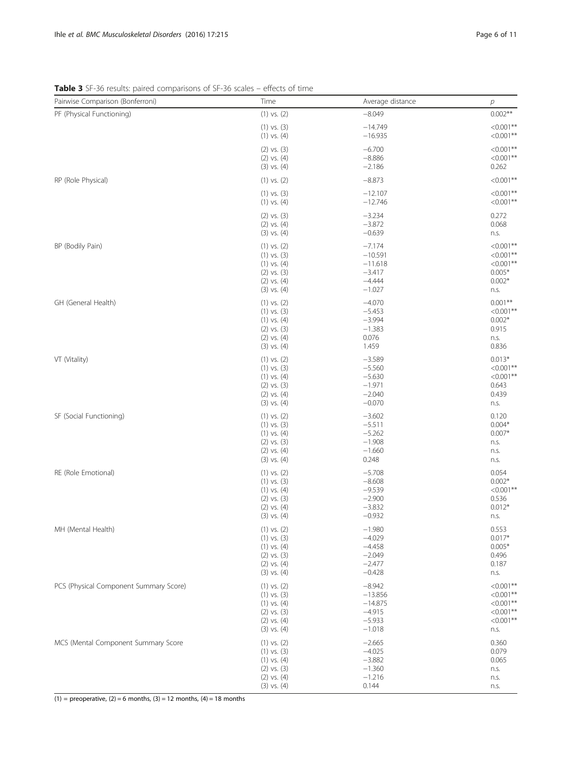**Table 3** SF-36 results: paired comparisons of SF-36 scales – effects of time

| Pairwise Comparison (Bonferroni) | Time | Average distance | *p* |
|---|---|---|---|
| PF (Physical Functioning) | (1) vs. (2) | −8.049 | 0.002** |
| | (1) vs. (3) | −14.749 | <0.001** |
| | (1) vs. (4) | −16.935 | <0.001** |
| | (2) vs. (3) | −6.700 | <0.001** |
| | (2) vs. (4) | −8.886 | <0.001** |
| | (3) vs. (4) | −2.186 | 0.262 |
| RP (Role Physical) | (1) vs. (2) | −8.873 | <0.001** |
| | (1) vs. (3) | −12.107 | <0.001** |
| | (1) vs. (4) | −12.746 | <0.001** |
| | (2) vs. (3) | −3.234 | 0.272 |
| | (2) vs. (4) | −3.872 | 0.068 |
| | (3) vs. (4) | −0.639 | n.s. |
| BP (Bodily Pain) | (1) vs. (2) | −7.174 | <0.001** |
| | (1) vs. (3) | −10.591 | <0.001** |
| | (1) vs. (4) | −11.618 | <0.001** |
| | (2) vs. (3) | −3.417 | 0.005* |
| | (2) vs. (4) | −4.444 | 0.002* |
| | (3) vs. (4) | −1.027 | n.s. |
| GH (General Health) | (1) vs. (2) | −4.070 | 0.001** |
| | (1) vs. (3) | −5.453 | <0.001** |
| | (1) vs. (4) | −3.994 | 0.002* |
| | (2) vs. (3) | −1.383 | 0.915 |
| | (2) vs. (4) | 0.076 | n.s. |
| | (3) vs. (4) | 1.459 | 0.836 |
| VT (Vitality) | (1) vs. (2) | −3.589 | 0.013* |
| | (1) vs. (3) | −5.560 | <0.001** |
| | (1) vs. (4) | −5.630 | <0.001** |
| | (2) vs. (3) | −1.971 | 0.643 |
| | (2) vs. (4) | −2.040 | 0.439 |
| | (3) vs. (4) | −0.070 | n.s. |
| SF (Social Functioning) | (1) vs. (2) | −3.602 | 0.120 |
| | (1) vs. (3) | −5.511 | 0.004* |
| | (1) vs. (4) | −5.262 | 0.007* |
| | (2) vs. (3) | −1.908 | n.s. |
| | (2) vs. (4) | −1.660 | n.s. |
| | (3) vs. (4) | 0.248 | n.s. |
| RE (Role Emotional) | (1) vs. (2) | −5.708 | 0.054 |
| | (1) vs. (3) | −8.608 | 0.002* |
| | (1) vs. (4) | −9.539 | <0.001** |
| | (2) vs. (3) | −2.900 | 0.536 |
| | (2) vs. (4) | −3.832 | 0.012* |
| | (3) vs. (4) | −0.932 | n.s. |
| MH (Mental Health) | (1) vs. (2) | −1.980 | 0.553 |
| | (1) vs. (3) | −4.029 | 0.017* |
| | (1) vs. (4) | −4.458 | 0.005* |
| | (2) vs. (3) | −2.049 | 0.496 |
| | (2) vs. (4) | −2.477 | 0.187 |
| | (3) vs. (4) | −0.428 | n.s. |
| PCS (Physical Component Summary Score) | (1) vs. (2) | −8.942 | <0.001** |
| | (1) vs. (3) | −13.856 | <0.001** |
| | (1) vs. (4) | −14.875 | <0.001** |
| | (2) vs. (3) | −4.915 | <0.001** |
| | (2) vs. (4) | −5.933 | <0.001** |
| | (3) vs. (4) | −1.018 | n.s. |
| MCS (Mental Component Summary Score | (1) vs. (2) | −2.665 | 0.360 |
| | (1) vs. (3) | −4.025 | 0.079 |
| | (1) vs. (4) | −3.882 | 0.065 |
| | (2) vs. (3) | −1.360 | n.s. |
| | (2) vs. (4) | −1.216 | n.s. |
| | (3) vs. (4) | 0.144 | n.s. |

(1) = preoperative, (2) = 6 months, (3) = 12 months, (4) = 18 months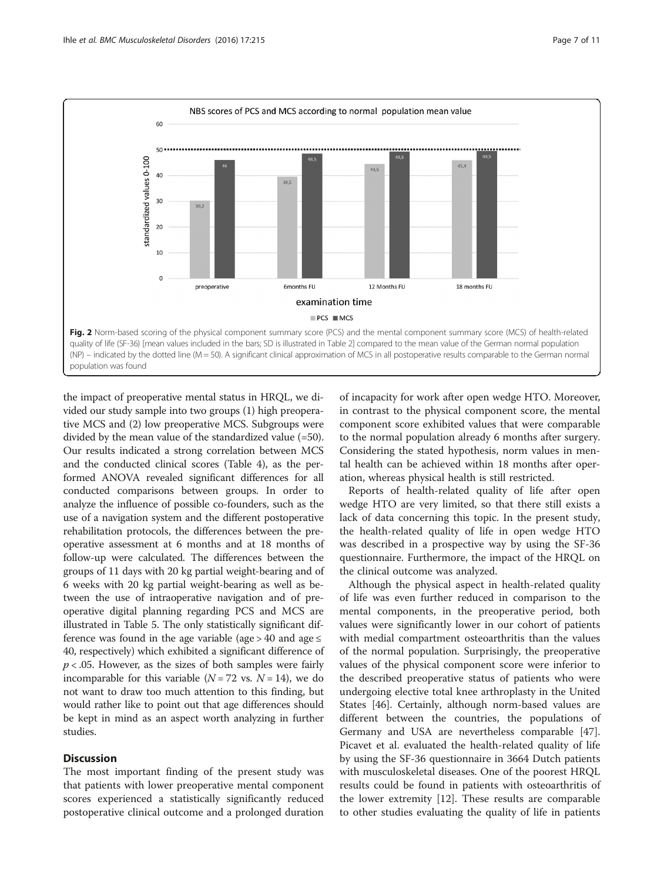Fig. 2 Norm-based scoring of the physical component summary score (PCS) and the mental component summary score (MCS) of health-related quality of life (SF-36) [mean values included in the bars; SD is illustrated in Table 2] compared to the mean value of the German normal population (NP) – indicated by the dotted line (M = 50). A significant clinical approximation of MCS in all postoperative results comparable to the German normal population was found

the impact of preoperative mental status in HRQL, we divided our study sample into two groups (1) high preoperative MCS and (2) low preoperative MCS. Subgroups were divided by the mean value of the standardized value (=50). Our results indicated a strong correlation between MCS and the conducted clinical scores (Table 4), as the performed ANOVA revealed significant differences for all conducted comparisons between groups. In order to analyze the influence of possible co-founders, such as the use of a navigation system and the different postoperative rehabilitation protocols, the differences between the preoperative assessment at 6 months and at 18 months of follow-up were calculated. The differences between the groups of 11 days with 20 kg partial weight-bearing and of 6 weeks with 20 kg partial weight-bearing as well as between the use of intraoperative navigation and of preoperative digital planning regarding PCS and MCS are illustrated in Table 5. The only statistically significant difference was found in the age variable (age > 40 and age ≤ 40, respectively) which exhibited a significant difference of $p < .05$. However, as the sizes of both samples were fairly incomparable for this variable ($N = 72$ vs. $N = 14$), we do not want to draw too much attention to this finding, but would rather like to point out that age differences should be kept in mind as an aspect worth analyzing in further studies.

## Discussion

The most important finding of the present study was that patients with lower preoperative mental component scores experienced a statistically significantly reduced postoperative clinical outcome and a prolonged duration of incapacity for work after open wedge HTO. Moreover, in contrast to the physical component score, the mental component score exhibited values that were comparable to the normal population already 6 months after surgery. Considering the stated hypothesis, norm values in mental health can be achieved within 18 months after operation, whereas physical health is still restricted.

Reports of health-related quality of life after open wedge HTO are very limited, so that there still exists a lack of data concerning this topic. In the present study, the health-related quality of life in open wedge HTO was described in a prospective way by using the SF-36 questionnaire. Furthermore, the impact of the HRQL on the clinical outcome was analyzed.

Although the physical aspect in health-related quality of life was even further reduced in comparison to the mental components, in the preoperative period, both values were significantly lower in our cohort of patients with medial compartment osteoarthritis than the values of the normal population. Surprisingly, the preoperative values of the physical component score were inferior to the described preoperative status of patients who were undergoing elective total knee arthroplasty in the United States [46]. Certainly, although norm-based values are different between the countries, the populations of Germany and USA are nevertheless comparable [47]. Picavet et al. evaluated the health-related quality of life by using the SF-36 questionnaire in 3664 Dutch patients with musculoskeletal diseases. One of the poorest HRQL results could be found in patients with osteoarthritis of the lower extremity [12]. These results are comparable to other studies evaluating the quality of life in patients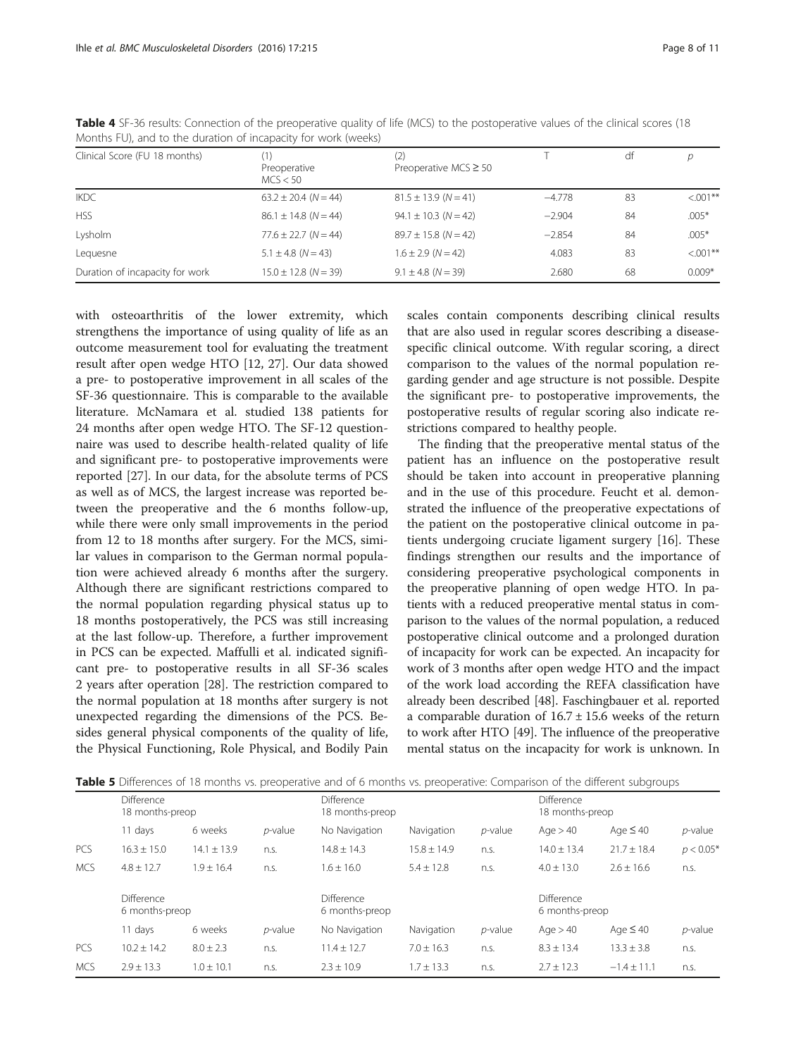**Table 4** SF-36 results: Connection of the preoperative quality of life (MCS) to the postoperative values of the clinical scores (18 Months FU), and to the duration of incapacity for work (weeks)

| Clinical Score (FU 18 months) | (1) Preoperative MCS < 50 | (2) Preoperative MCS ≥ 50 | T | df | p |
|---|---|---|---|---|---|
| IKDC | 63.2 ± 20.4 (N = 44) | 81.5 ± 13.9 (N = 41) | −4.778 | 83 | <.001** |
| HSS | 86.1 ± 14.8 (N = 44) | 94.1 ± 10.3 (N = 42) | −2.904 | 84 | .005* |
| Lysholm | 77.6 ± 22.7 (N = 44) | 89.7 ± 15.8 (N = 42) | −2.854 | 84 | .005* |
| Lequesne | 5.1 ± 4.8 (N = 43) | 1.6 ± 2.9 (N = 42) | 4.083 | 83 | <.001** |
| Duration of incapacity for work | 15.0 ± 12.8 (N = 39) | 9.1 ± 4.8 (N = 39) | 2.680 | 68 | 0.009* |

with osteoarthritis of the lower extremity, which strengthens the importance of using quality of life as an outcome measurement tool for evaluating the treatment result after open wedge HTO [12, 27]. Our data showed a pre- to postoperative improvement in all scales of the SF-36 questionnaire. This is comparable to the available literature. McNamara et al. studied 138 patients for 24 months after open wedge HTO. The SF-12 questionnaire was used to describe health-related quality of life and significant pre- to postoperative improvements were reported [27]. In our data, for the absolute terms of PCS as well as of MCS, the largest increase was reported between the preoperative and the 6 months follow-up, while there were only small improvements in the period from 12 to 18 months after surgery. For the MCS, similar values in comparison to the German normal population were achieved already 6 months after the surgery. Although there are significant restrictions compared to the normal population regarding physical status up to 18 months postoperatively, the PCS was still increasing at the last follow-up. Therefore, a further improvement in PCS can be expected. Maffulli et al. indicated significant pre- to postoperative results in all SF-36 scales 2 years after operation [28]. The restriction compared to the normal population at 18 months after surgery is not unexpected regarding the dimensions of the PCS. Besides general physical components of the quality of life, the Physical Functioning, Role Physical, and Bodily Pain scales contain components describing clinical results that are also used in regular scores describing a disease-specific clinical outcome. With regular scoring, a direct comparison to the values of the normal population regarding gender and age structure is not possible. Despite the significant pre- to postoperative improvements, the postoperative results of regular scoring also indicate restrictions compared to healthy people.

The finding that the preoperative mental status of the patient has an influence on the postoperative result should be taken into account in preoperative planning and in the use of this procedure. Feucht et al. demonstrated the influence of the preoperative expectations of the patient on the postoperative clinical outcome in patients undergoing cruciate ligament surgery [16]. These findings strengthen our results and the importance of considering preoperative psychological components in the preoperative planning of open wedge HTO. In patients with a reduced preoperative mental status in comparison to the values of the normal population, a reduced postoperative clinical outcome and a prolonged duration of incapacity for work can be expected. An incapacity for work of 3 months after open wedge HTO and the impact of the work load according the REFA classification have already been described [48]. Faschingbauer et al. reported a comparable duration of 16.7 ± 15.6 weeks of the return to work after HTO [49]. The influence of the preoperative mental status on the incapacity for work is unknown. In

**Table 5** Differences of 18 months vs. preoperative and of 6 months vs. preoperative: Comparison of the different subgroups

| | Difference 18 months-preop | | | Difference 18 months-preop | | | Difference 18 months-preop | | |
|---|---|---|---|---|---|---|---|---|---|
| | 11 days | 6 weeks | *p*-value | No Navigation | Navigation | *p*-value | Age > 40 | Age ≤ 40 | *p*-value |
| PCS | 16.3 ± 15.0 | 14.1 ± 13.9 | n.s. | 14.8 ± 14.3 | 15.8 ± 14.9 | n.s. | 14.0 ± 13.4 | 21.7 ± 18.4 | $p < 0.05$* |
| MCS | 4.8 ± 12.7 | 1.9 ± 16.4 | n.s. | 1.6 ± 16.0 | 5.4 ± 12.8 | n.s. | 4.0 ± 13.0 | 2.6 ± 16.6 | n.s. |
| | Difference 6 months-preop | | | Difference 6 months-preop | | | Difference 6 months-preop | | |
| | 11 days | 6 weeks | *p*-value | No Navigation | Navigation | *p*-value | Age > 40 | Age ≤ 40 | *p*-value |
| PCS | 10.2 ± 14.2 | 8.0 ± 2.3 | n.s. | 11.4 ± 12.7 | 7.0 ± 16.3 | n.s. | 8.3 ± 13.4 | 13.3 ± 3.8 | n.s. |
| MCS | 2.9 ± 13.3 | 1.0 ± 10.1 | n.s. | 2.3 ± 10.9 | 1.7 ± 13.3 | n.s. | 2.7 ± 12.3 | −1.4 ± 11.1 | n.s. |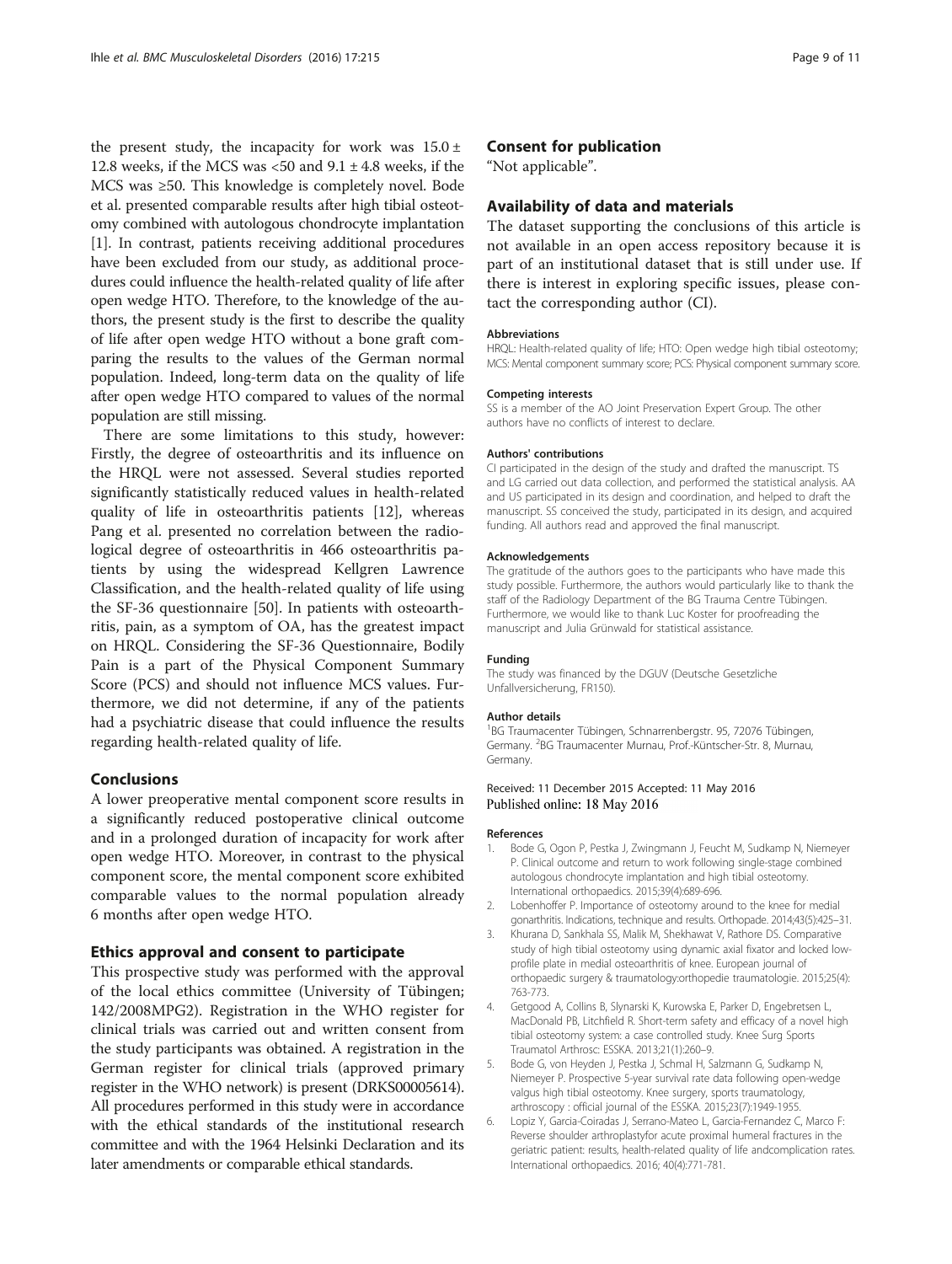the present study, the incapacity for work was $15.0 \pm 12.8$ weeks, if the MCS was <50 and $9.1 \pm 4.8$ weeks, if the MCS was ≥50. This knowledge is completely novel. Bode et al. presented comparable results after high tibial osteotomy combined with autologous chondrocyte implantation [1]. In contrast, patients receiving additional procedures have been excluded from our study, as additional procedures could influence the health-related quality of life after open wedge HTO. Therefore, to the knowledge of the authors, the present study is the first to describe the quality of life after open wedge HTO without a bone graft comparing the results to the values of the German normal population. Indeed, long-term data on the quality of life after open wedge HTO compared to values of the normal population are still missing.

There are some limitations to this study, however: Firstly, the degree of osteoarthritis and its influence on the HRQL were not assessed. Several studies reported significantly statistically reduced values in health-related quality of life in osteoarthritis patients [12], whereas Pang et al. presented no correlation between the radiological degree of osteoarthritis in 466 osteoarthritis patients by using the widespread Kellgren Lawrence Classification, and the health-related quality of life using the SF-36 questionnaire [50]. In patients with osteoarthritis, pain, as a symptom of OA, has the greatest impact on HRQL. Considering the SF-36 Questionnaire, Bodily Pain is a part of the Physical Component Summary Score (PCS) and should not influence MCS values. Furthermore, we did not determine, if any of the patients had a psychiatric disease that could influence the results regarding health-related quality of life.

## Conclusions

A lower preoperative mental component score results in a significantly reduced postoperative clinical outcome and in a prolonged duration of incapacity for work after open wedge HTO. Moreover, in contrast to the physical component score, the mental component score exhibited comparable values to the normal population already 6 months after open wedge HTO.

## Ethics approval and consent to participate

This prospective study was performed with the approval of the local ethics committee (University of Tübingen; 142/2008MPG2). Registration in the WHO register for clinical trials was carried out and written consent from the study participants was obtained. A registration in the German register for clinical trials (approved primary register in the WHO network) is present (DRKS00005614). All procedures performed in this study were in accordance with the ethical standards of the institutional research committee and with the 1964 Helsinki Declaration and its later amendments or comparable ethical standards.

## Consent for publication

"Not applicable".

## Availability of data and materials

The dataset supporting the conclusions of this article is not available in an open access repository because it is part of an institutional dataset that is still under use. If there is interest in exploring specific issues, please contact the corresponding author (CI).

#### Abbreviations

HRQL: Health-related quality of life; HTO: Open wedge high tibial osteotomy; MCS: Mental component summary score; PCS: Physical component summary score.

#### Competing interests

SS is a member of the AO Joint Preservation Expert Group. The other authors have no conflicts of interest to declare.

#### Authors' contributions

CI participated in the design of the study and drafted the manuscript. TS and LG carried out data collection, and performed the statistical analysis. AA and US participated in its design and coordination, and helped to draft the manuscript. SS conceived the study, participated in its design, and acquired funding. All authors read and approved the final manuscript.

#### Acknowledgements

The gratitude of the authors goes to the participants who have made this study possible. Furthermore, the authors would particularly like to thank the staff of the Radiology Department of the BG Trauma Centre Tübingen. Furthermore, we would like to thank Luc Koster for proofreading the manuscript and Julia Grünwald for statistical assistance.

#### Funding

The study was financed by the DGUV (Deutsche Gesetzliche Unfallversicherung, FR150).

#### Author details

[1]BG Traumacenter Tübingen, Schnarrenbergstr. 95, 72076 Tübingen, Germany. [2]BG Traumacenter Murnau, Prof.-Küntscher-Str. 8, Murnau, Germany.

Received: 11 December 2015 Accepted: 11 May 2016
Published online: 18 May 2016

#### References

1. Bode G, Ogon P, Pestka J, Zwingmann J, Feucht M, Sudkamp N, Niemeyer P. Clinical outcome and return to work following single-stage combined autologous chondrocyte implantation and high tibial osteotomy. International orthopaedics. 2015;39(4):689-696.
2. Lobenhoffer P. Importance of osteotomy around to the knee for medial gonarthritis. Indications, technique and results. Orthopade. 2014;43(5):425–31.
3. Khurana D, Sankhala SS, Malik M, Shekhawat V, Rathore DS. Comparative study of high tibial osteotomy using dynamic axial fixator and locked low-profile plate in medial osteoarthritis of knee. European journal of orthopaedic surgery & traumatology:orthopedie traumatologie. 2015;25(4): 763-773.
4. Getgood A, Collins B, Slynarski K, Kurowska E, Parker D, Engebretsen L, MacDonald PB, Litchfield R. Short-term safety and efficacy of a novel high tibial osteotomy system: a case controlled study. Knee Surg Sports Traumatol Arthrosc: ESSKA. 2013;21(1):260–9.
5. Bode G, von Heyden J, Pestka J, Schmal H, Salzmann G, Sudkamp N, Niemeyer P. Prospective 5-year survival rate data following open-wedge valgus high tibial osteotomy. Knee surgery, sports traumatology, arthroscopy : official journal of the ESSKA. 2015;23(7):1949-1955.
6. Lopiz Y, Garcia-Coiradas J, Serrano-Mateo L, Garcia-Fernandez C, Marco F: Reverse shoulder arthroplastyfor acute proximal humeral fractures in the geriatric patient: results, health-related quality of life andcomplication rates. International orthopaedics. 2016; 40(4):771-781.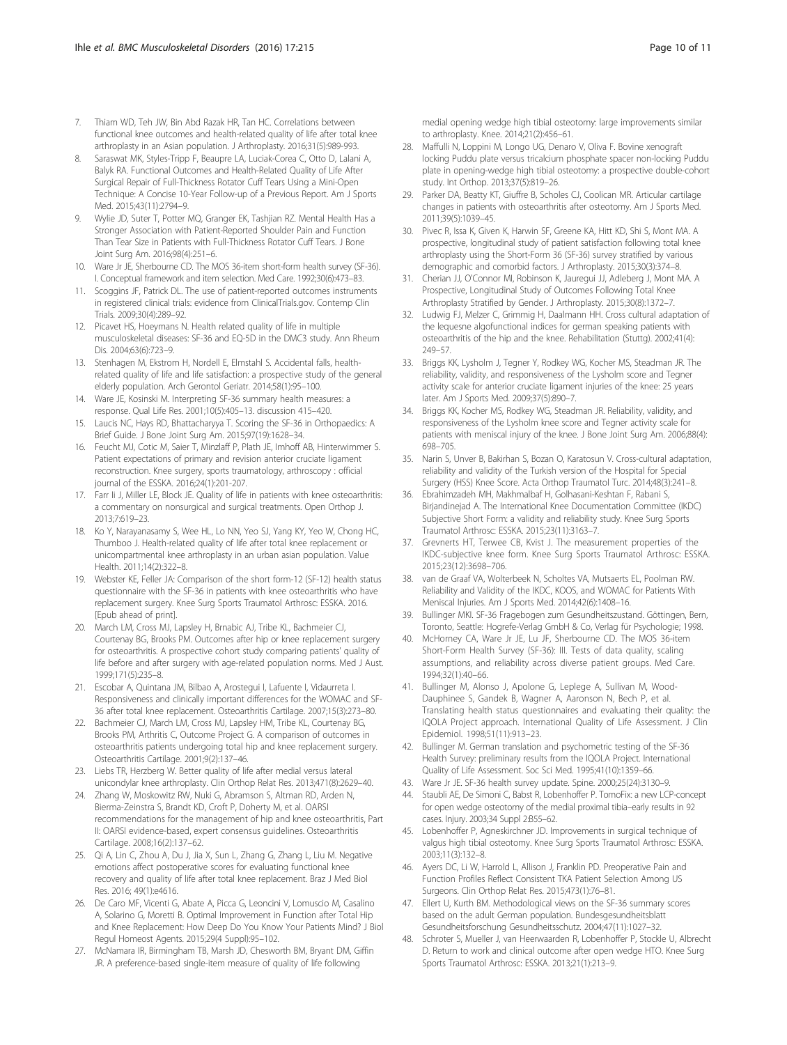7. Thiam WD, Teh JW, Bin Abd Razak HR, Tan HC. Correlations between functional knee outcomes and health-related quality of life after total knee arthroplasty in an Asian population. J Arthroplasty. 2016;31(5):989-993.
8. Saraswat MK, Styles-Tripp F, Beaupre LA, Luciak-Corea C, Otto D, Lalani A, Balyk RA. Functional Outcomes and Health-Related Quality of Life After Surgical Repair of Full-Thickness Rotator Cuff Tears Using a Mini-Open Technique: A Concise 10-Year Follow-up of a Previous Report. Am J Sports Med. 2015;43(11):2794–9.
9. Wylie JD, Suter T, Potter MQ, Granger EK, Tashjian RZ. Mental Health Has a Stronger Association with Patient-Reported Shoulder Pain and Function Than Tear Size in Patients with Full-Thickness Rotator Cuff Tears. J Bone Joint Surg Am. 2016;98(4):251–6.
10. Ware Jr JE, Sherbourne CD. The MOS 36-item short-form health survey (SF-36). I. Conceptual framework and item selection. Med Care. 1992;30(6):473–83.
11. Scoggins JF, Patrick DL. The use of patient-reported outcomes instruments in registered clinical trials: evidence from ClinicalTrials.gov. Contemp Clin Trials. 2009;30(4):289–92.
12. Picavet HS, Hoeymans N. Health related quality of life in multiple musculoskeletal diseases: SF-36 and EQ-5D in the DMC3 study. Ann Rheum Dis. 2004;63(6):723–9.
13. Stenhagen M, Ekstrom H, Nordell E, Elmstahl S. Accidental falls, health-related quality of life and life satisfaction: a prospective study of the general elderly population. Arch Gerontol Geriatr. 2014;58(1):95–100.
14. Ware JE, Kosinski M. Interpreting SF-36 summary health measures: a response. Qual Life Res. 2001;10(5):405–13. discussion 415–420.
15. Laucis NC, Hays RD, Bhattacharyya T. Scoring the SF-36 in Orthopaedics: A Brief Guide. J Bone Joint Surg Am. 2015;97(19):1628–34.
16. Feucht MJ, Cotic M, Saier T, Minzlaff P, Plath JE, Imhoff AB, Hinterwimmer S. Patient expectations of primary and revision anterior cruciate ligament reconstruction. Knee surgery, sports traumatology, arthroscopy : official journal of the ESSKA. 2016;24(1):201-207.
17. Farr Ii J, Miller LE, Block JE. Quality of life in patients with knee osteoarthritis: a commentary on nonsurgical and surgical treatments. Open Orthop J. 2013;7:619–23.
18. Ko Y, Narayanasamy S, Wee HL, Lo NN, Yeo SJ, Yang KY, Yeo W, Chong HC, Thumboo J. Health-related quality of life after total knee replacement or unicompartmental knee arthroplasty in an urban asian population. Value Health. 2011;14(2):322–8.
19. Webster KE, Feller JA: Comparison of the short form-12 (SF-12) health status questionnaire with the SF-36 in patients with knee osteoarthritis who have replacement surgery. Knee Surg Sports Traumatol Arthrosc: ESSKA. 2016. [Epub ahead of print].
20. March LM, Cross MJ, Lapsley H, Brnabic AJ, Tribe KL, Bachmeier CJ, Courtenay BG, Brooks PM. Outcomes after hip or knee replacement surgery for osteoarthritis. A prospective cohort study comparing patients' quality of life before and after surgery with age-related population norms. Med J Aust. 1999;171(5):235–8.
21. Escobar A, Quintana JM, Bilbao A, Arostegui I, Lafuente I, Vidaurreta I. Responsiveness and clinically important differences for the WOMAC and SF-36 after total knee replacement. Osteoarthritis Cartilage. 2007;15(3):273–80.
22. Bachmeier CJ, March LM, Cross MJ, Lapsley HM, Tribe KL, Courtenay BG, Brooks PM, Arthritis C, Outcome Project G. A comparison of outcomes in osteoarthritis patients undergoing total hip and knee replacement surgery. Osteoarthritis Cartilage. 2001;9(2):137–46.
23. Liebs TR, Herzberg W. Better quality of life after medial versus lateral unicondylar knee arthroplasty. Clin Orthop Relat Res. 2013;471(8):2629–40.
24. Zhang W, Moskowitz RW, Nuki G, Abramson S, Altman RD, Arden N, Bierma-Zeinstra S, Brandt KD, Croft P, Doherty M, et al. OARSI recommendations for the management of hip and knee osteoarthritis, Part II: OARSI evidence-based, expert consensus guidelines. Osteoarthritis Cartilage. 2008;16(2):137–62.
25. Qi A, Lin C, Zhou A, Du J, Jia X, Sun L, Zhang G, Zhang L, Liu M. Negative emotions affect postoperative scores for evaluating functional knee recovery and quality of life after total knee replacement. Braz J Med Biol Res. 2016; 49(1):e4616.
26. De Caro MF, Vicenti G, Abate A, Picca G, Leoncini V, Lomuscio M, Casalino A, Solarino G, Moretti B. Optimal Improvement in Function after Total Hip and Knee Replacement: How Deep Do You Know Your Patients Mind? J Biol Regul Homeost Agents. 2015;29(4 Suppl):95–102.
27. McNamara IR, Birmingham TB, Marsh JD, Chesworth BM, Bryant DM, Giffin JR. A preference-based single-item measure of quality of life following medial opening wedge high tibial osteotomy: large improvements similar to arthroplasty. Knee. 2014;21(2):456–61.
28. Maffulli N, Loppini M, Longo UG, Denaro V, Oliva F. Bovine xenograft locking Puddu plate versus tricalcium phosphate spacer non-locking Puddu plate in opening-wedge high tibial osteotomy: a prospective double-cohort study. Int Orthop. 2013;37(5):819–26.
29. Parker DA, Beatty KT, Giuffre B, Scholes CJ, Coolican MR. Articular cartilage changes in patients with osteoarthritis after osteotomy. Am J Sports Med. 2011;39(5):1039–45.
30. Pivec R, Issa K, Given K, Harwin SF, Greene KA, Hitt KD, Shi S, Mont MA. A prospective, longitudinal study of patient satisfaction following total knee arthroplasty using the Short-Form 36 (SF-36) survey stratified by various demographic and comorbid factors. J Arthroplasty. 2015;30(3):374–8.
31. Cherian JJ, O'Connor MI, Robinson K, Jauregui JJ, Adleberg J, Mont MA. A Prospective, Longitudinal Study of Outcomes Following Total Knee Arthroplasty Stratified by Gender. J Arthroplasty. 2015;30(8):1372–7.
32. Ludwig FJ, Melzer C, Grimmig H, Daalmann HH. Cross cultural adaptation of the lequesne algofunctional indices for german speaking patients with osteoarthritis of the hip and the knee. Rehabilitation (Stuttg). 2002;41(4): 249–57.
33. Briggs KK, Lysholm J, Tegner Y, Rodkey WG, Kocher MS, Steadman JR. The reliability, validity, and responsiveness of the Lysholm score and Tegner activity scale for anterior cruciate ligament injuries of the knee: 25 years later. Am J Sports Med. 2009;37(5):890–7.
34. Briggs KK, Kocher MS, Rodkey WG, Steadman JR. Reliability, validity, and responsiveness of the Lysholm knee score and Tegner activity scale for patients with meniscal injury of the knee. J Bone Joint Surg Am. 2006;88(4): 698–705.
35. Narin S, Unver B, Bakirhan S, Bozan O, Karatosun V. Cross-cultural adaptation, reliability and validity of the Turkish version of the Hospital for Special Surgery (HSS) Knee Score. Acta Orthop Traumatol Turc. 2014;48(3):241–8.
36. Ebrahimzadeh MH, Makhmalbaf H, Golhasani-Keshtan F, Rabani S, Birjandinejad A. The International Knee Documentation Committee (IKDC) Subjective Short Form: a validity and reliability study. Knee Surg Sports Traumatol Arthrosc: ESSKA. 2015;23(11):3163–7.
37. Grevnerts HT, Terwee CB, Kvist J. The measurement properties of the IKDC-subjective knee form. Knee Surg Sports Traumatol Arthrosc: ESSKA. 2015;23(12):3698–706.
38. van de Graaf VA, Wolterbeek N, Scholtes VA, Mutsaerts EL, Poolman RW. Reliability and Validity of the IKDC, KOOS, and WOMAC for Patients With Meniscal Injuries. Am J Sports Med. 2014;42(6):1408–16.
39. Bullinger MKI. SF-36 Fragebogen zum Gesundheitszustand. Göttingen, Bern, Toronto, Seattle: Hogrefe-Verlag GmbH & Co, Verlag für Psychologie; 1998.
40. McHorney CA, Ware Jr JE, Lu JF, Sherbourne CD. The MOS 36-item Short-Form Health Survey (SF-36): III. Tests of data quality, scaling assumptions, and reliability across diverse patient groups. Med Care. 1994;32(1):40–66.
41. Bullinger M, Alonso J, Apolone G, Leplege A, Sullivan M, Wood-Dauphinee S, Gandek B, Wagner A, Aaronson N, Bech P, et al. Translating health status questionnaires and evaluating their quality: the IQOLA Project approach. International Quality of Life Assessment. J Clin Epidemiol. 1998;51(11):913–23.
42. Bullinger M. German translation and psychometric testing of the SF-36 Health Survey: preliminary results from the IQOLA Project. International Quality of Life Assessment. Soc Sci Med. 1995;41(10):1359–66.
43. Ware Jr JE. SF-36 health survey update. Spine. 2000;25(24):3130–9.
44. Staubli AE, De Simoni C, Babst R, Lobenhoffer P. TomoFix: a new LCP-concept for open wedge osteotomy of the medial proximal tibia–early results in 92 cases. Injury. 2003;34 Suppl 2:B55–62.
45. Lobenhoffer P, Agneskirchner JD. Improvements in surgical technique of valgus high tibial osteotomy. Knee Surg Sports Traumatol Arthrosc: ESSKA. 2003;11(3):132–8.
46. Ayers DC, Li W, Harrold L, Allison J, Franklin PD. Preoperative Pain and Function Profiles Reflect Consistent TKA Patient Selection Among US Surgeons. Clin Orthop Relat Res. 2015;473(1):76–81.
47. Ellert U, Kurth BM. Methodological views on the SF-36 summary scores based on the adult German population. Bundesgesundheitsblatt Gesundheitsforschung Gesundheitsschutz. 2004;47(11):1027–32.
48. Schroter S, Mueller J, van Heerwaarden R, Lobenhoffer P, Stockle U, Albrecht D. Return to work and clinical outcome after open wedge HTO. Knee Surg Sports Traumatol Arthrosc: ESSKA. 2013;21(1):213–9.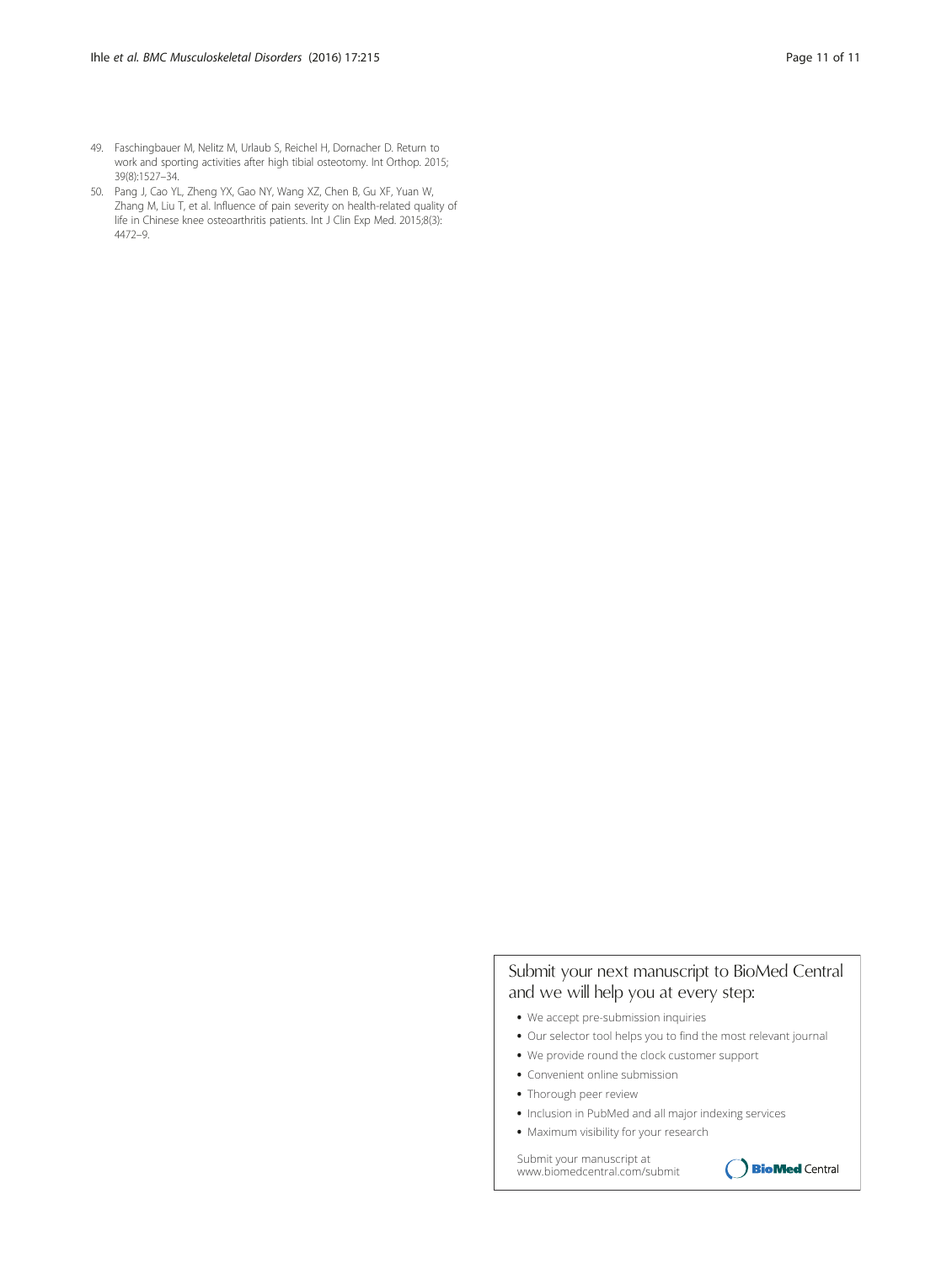49. Faschingbauer M, Nelitz M, Urlaub S, Reichel H, Dornacher D. Return to work and sporting activities after high tibial osteotomy. Int Orthop. 2015; 39(8):1527–34.
50. Pang J, Cao YL, Zheng YX, Gao NY, Wang XZ, Chen B, Gu XF, Yuan W, Zhang M, Liu T, et al. Influence of pain severity on health-related quality of life in Chinese knee osteoarthritis patients. Int J Clin Exp Med. 2015;8(3): 4472–9.

Submit your next manuscript to BioMed Central and we will help you at every step:

- We accept pre-submission inquiries
- Our selector tool helps you to find the most relevant journal
- We provide round the clock customer support
- Convenient online submission
- Thorough peer review
- Inclusion in PubMed and all major indexing services
- Maximum visibility for your research

Submit your manuscript at
www.biomedcentral.com/submit

BioMed Central